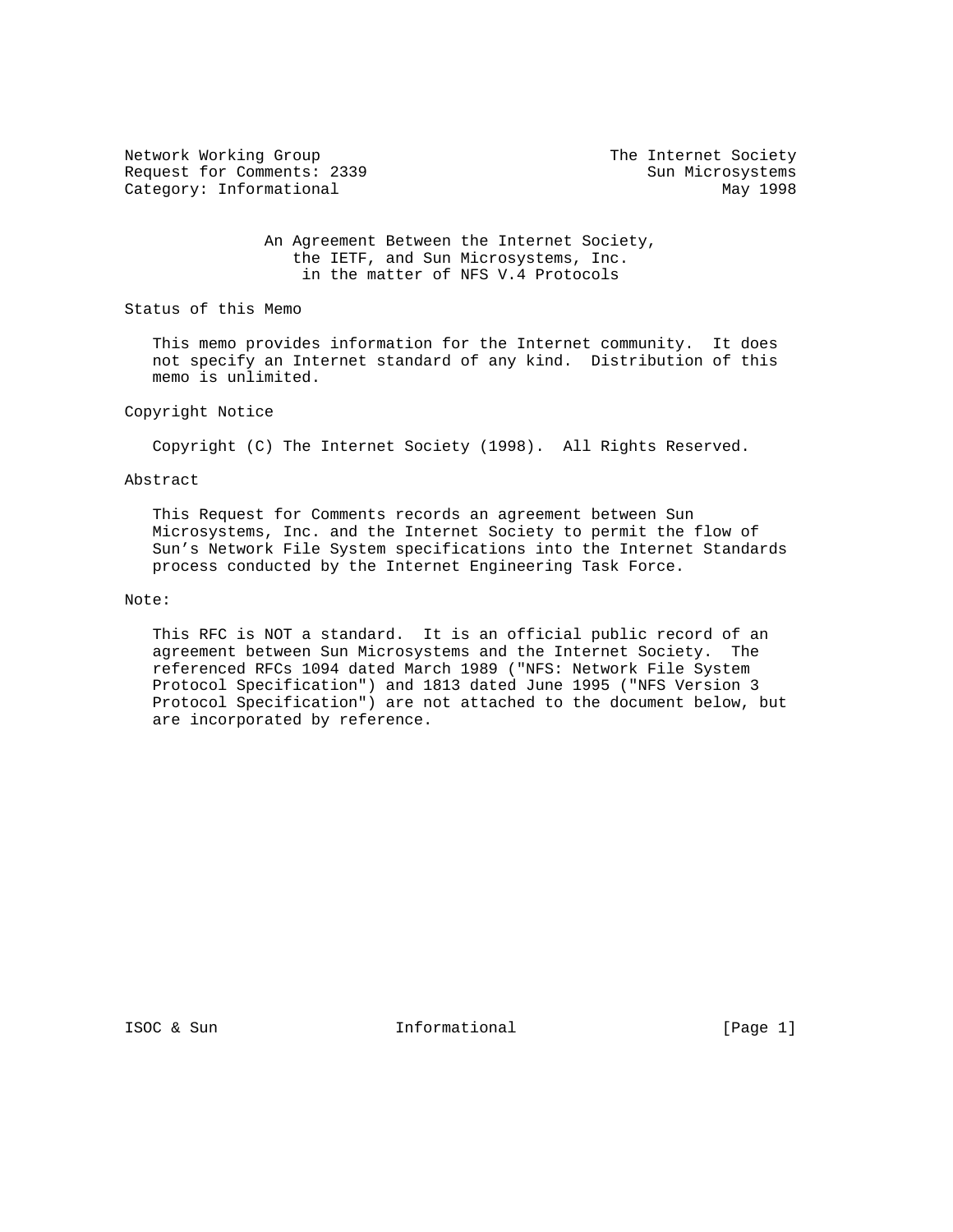Network Working Group                                    The Internet Society
Request for Comments: 2339                                   Sun Microsystems
Category: Informational                                              May 1998

# An Agreement Between the Internet Society, the IETF, and Sun Microsystems, Inc. in the matter of NFS V.4 Protocols

## Status of this Memo

This memo provides information for the Internet community. It does not specify an Internet standard of any kind. Distribution of this memo is unlimited.

## Copyright Notice

Copyright (C) The Internet Society (1998). All Rights Reserved.

## Abstract

This Request for Comments records an agreement between Sun Microsystems, Inc. and the Internet Society to permit the flow of Sun's Network File System specifications into the Internet Standards process conducted by the Internet Engineering Task Force.

## Note:

This RFC is NOT a standard. It is an official public record of an agreement between Sun Microsystems and the Internet Society. The referenced RFCs 1094 dated March 1989 ("NFS: Network File System Protocol Specification") and 1813 dated June 1995 ("NFS Version 3 Protocol Specification") are not attached to the document below, but are incorporated by reference.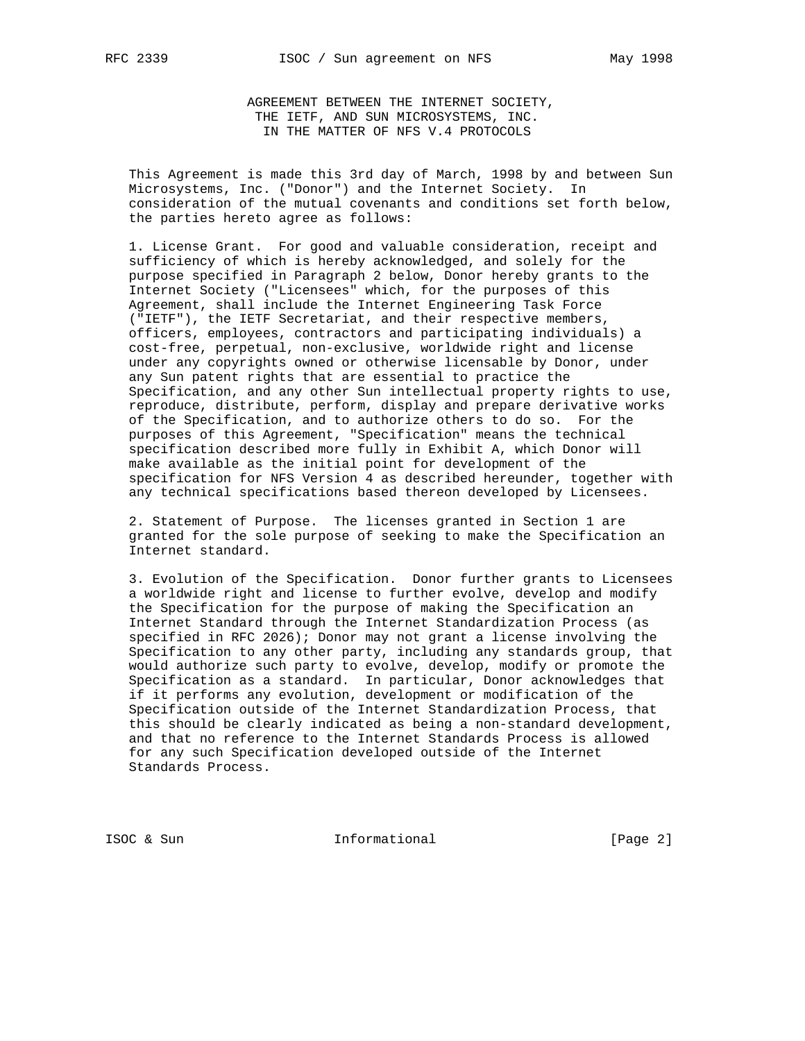# AGREEMENT BETWEEN THE INTERNET SOCIETY, THE IETF, AND SUN MICROSYSTEMS, INC. IN THE MATTER OF NFS V.4 PROTOCOLS

This Agreement is made this 3rd day of March, 1998 by and between Sun Microsystems, Inc. ("Donor") and the Internet Society. In consideration of the mutual covenants and conditions set forth below, the parties hereto agree as follows:

1. License Grant. For good and valuable consideration, receipt and sufficiency of which is hereby acknowledged, and solely for the purpose specified in Paragraph 2 below, Donor hereby grants to the Internet Society ("Licensees" which, for the purposes of this Agreement, shall include the Internet Engineering Task Force ("IETF"), the IETF Secretariat, and their respective members, officers, employees, contractors and participating individuals) a cost-free, perpetual, non-exclusive, worldwide right and license under any copyrights owned or otherwise licensable by Donor, under any Sun patent rights that are essential to practice the Specification, and any other Sun intellectual property rights to use, reproduce, distribute, perform, display and prepare derivative works of the Specification, and to authorize others to do so. For the purposes of this Agreement, "Specification" means the technical specification described more fully in Exhibit A, which Donor will make available as the initial point for development of the specification for NFS Version 4 as described hereunder, together with any technical specifications based thereon developed by Licensees.

2. Statement of Purpose. The licenses granted in Section 1 are granted for the sole purpose of seeking to make the Specification an Internet standard.

3. Evolution of the Specification. Donor further grants to Licensees a worldwide right and license to further evolve, develop and modify the Specification for the purpose of making the Specification an Internet Standard through the Internet Standardization Process (as specified in RFC 2026); Donor may not grant a license involving the Specification to any other party, including any standards group, that would authorize such party to evolve, develop, modify or promote the Specification as a standard. In particular, Donor acknowledges that if it performs any evolution, development or modification of the Specification outside of the Internet Standardization Process, that this should be clearly indicated as being a non-standard development, and that no reference to the Internet Standards Process is allowed for any such Specification developed outside of the Internet Standards Process.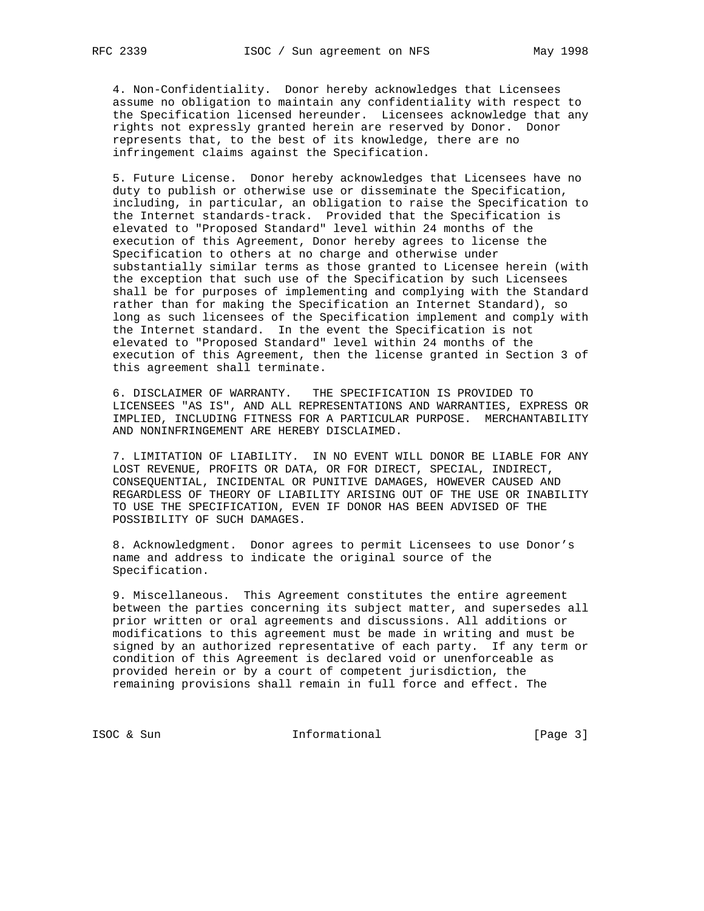4. Non-Confidentiality. Donor hereby acknowledges that Licensees assume no obligation to maintain any confidentiality with respect to the Specification licensed hereunder. Licensees acknowledge that any rights not expressly granted herein are reserved by Donor. Donor represents that, to the best of its knowledge, there are no infringement claims against the Specification.

5. Future License. Donor hereby acknowledges that Licensees have no duty to publish or otherwise use or disseminate the Specification, including, in particular, an obligation to raise the Specification to the Internet standards-track. Provided that the Specification is elevated to "Proposed Standard" level within 24 months of the execution of this Agreement, Donor hereby agrees to license the Specification to others at no charge and otherwise under substantially similar terms as those granted to Licensee herein (with the exception that such use of the Specification by such Licensees shall be for purposes of implementing and complying with the Standard rather than for making the Specification an Internet Standard), so long as such licensees of the Specification implement and comply with the Internet standard. In the event the Specification is not elevated to "Proposed Standard" level within 24 months of the execution of this Agreement, then the license granted in Section 3 of this agreement shall terminate.

6. DISCLAIMER OF WARRANTY. THE SPECIFICATION IS PROVIDED TO LICENSEES "AS IS", AND ALL REPRESENTATIONS AND WARRANTIES, EXPRESS OR IMPLIED, INCLUDING FITNESS FOR A PARTICULAR PURPOSE. MERCHANTABILITY AND NONINFRINGEMENT ARE HEREBY DISCLAIMED.

7. LIMITATION OF LIABILITY. IN NO EVENT WILL DONOR BE LIABLE FOR ANY LOST REVENUE, PROFITS OR DATA, OR FOR DIRECT, SPECIAL, INDIRECT, CONSEQUENTIAL, INCIDENTAL OR PUNITIVE DAMAGES, HOWEVER CAUSED AND REGARDLESS OF THEORY OF LIABILITY ARISING OUT OF THE USE OR INABILITY TO USE THE SPECIFICATION, EVEN IF DONOR HAS BEEN ADVISED OF THE POSSIBILITY OF SUCH DAMAGES.

8. Acknowledgment. Donor agrees to permit Licensees to use Donor’s name and address to indicate the original source of the Specification.

9. Miscellaneous. This Agreement constitutes the entire agreement between the parties concerning its subject matter, and supersedes all prior written or oral agreements and discussions. All additions or modifications to this agreement must be made in writing and must be signed by an authorized representative of each party. If any term or condition of this Agreement is declared void or unenforceable as provided herein or by a court of competent jurisdiction, the remaining provisions shall remain in full force and effect. The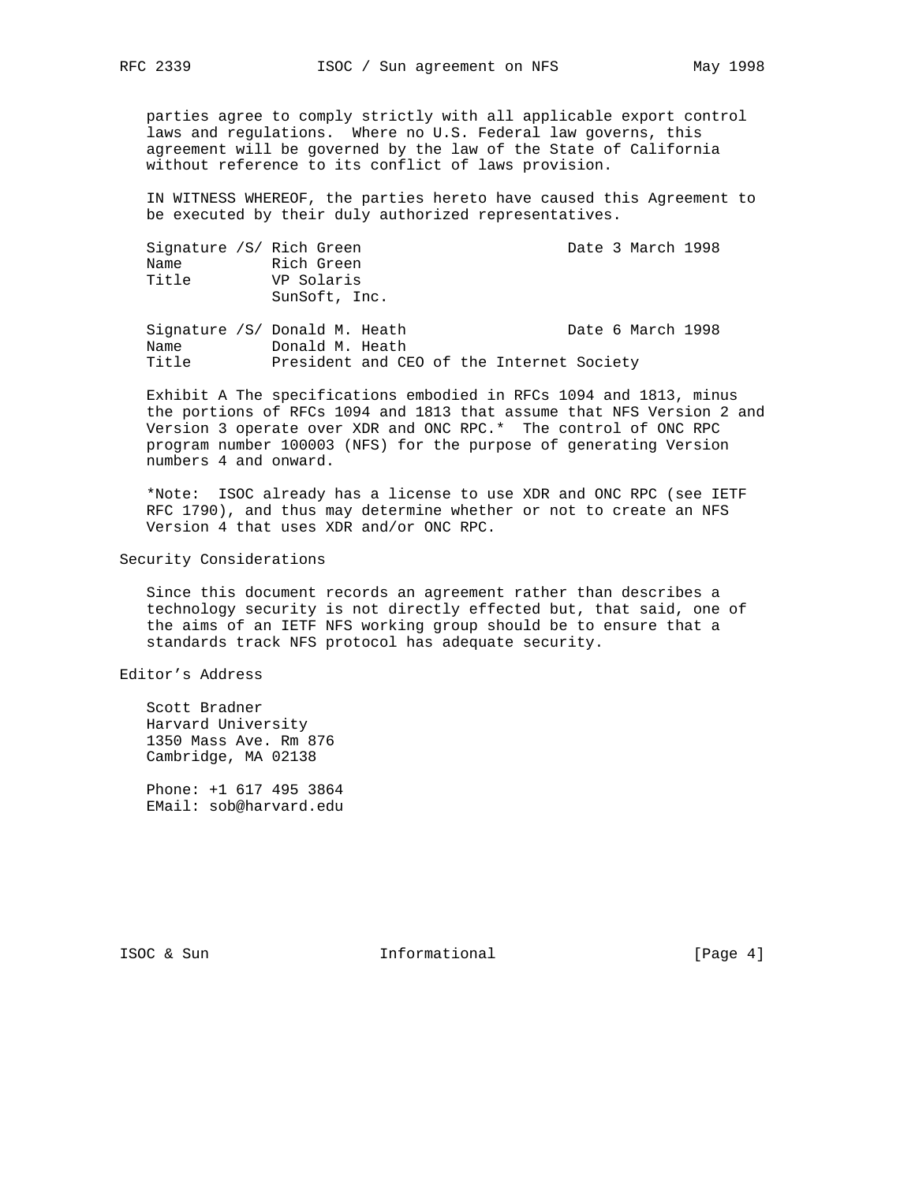parties agree to comply strictly with all applicable export control laws and regulations. Where no U.S. Federal law governs, this agreement will be governed by the law of the State of California without reference to its conflict of laws provision.

IN WITNESS WHEREOF, the parties hereto have caused this Agreement to be executed by their duly authorized representatives.

```
Signature /S/ Rich Green                      Date 3 March 1998
Name          Rich Green
Title         VP Solaris
              SunSoft, Inc.

Signature /S/ Donald M. Heath                 Date 6 March 1998
Name          Donald M. Heath
Title         President and CEO of the Internet Society
```

Exhibit A The specifications embodied in RFCs 1094 and 1813, minus the portions of RFCs 1094 and 1813 that assume that NFS Version 2 and Version 3 operate over XDR and ONC RPC.* The control of ONC RPC program number 100003 (NFS) for the purpose of generating Version numbers 4 and onward.

*Note: ISOC already has a license to use XDR and ONC RPC (see IETF RFC 1790), and thus may determine whether or not to create an NFS Version 4 that uses XDR and/or ONC RPC.

## Security Considerations

Since this document records an agreement rather than describes a technology security is not directly effected but, that said, one of the aims of an IETF NFS working group should be to ensure that a standards track NFS protocol has adequate security.

## Editor's Address

Scott Bradner
Harvard University
1350 Mass Ave. Rm 876
Cambridge, MA 02138

Phone: +1 617 495 3864
EMail: sob@harvard.edu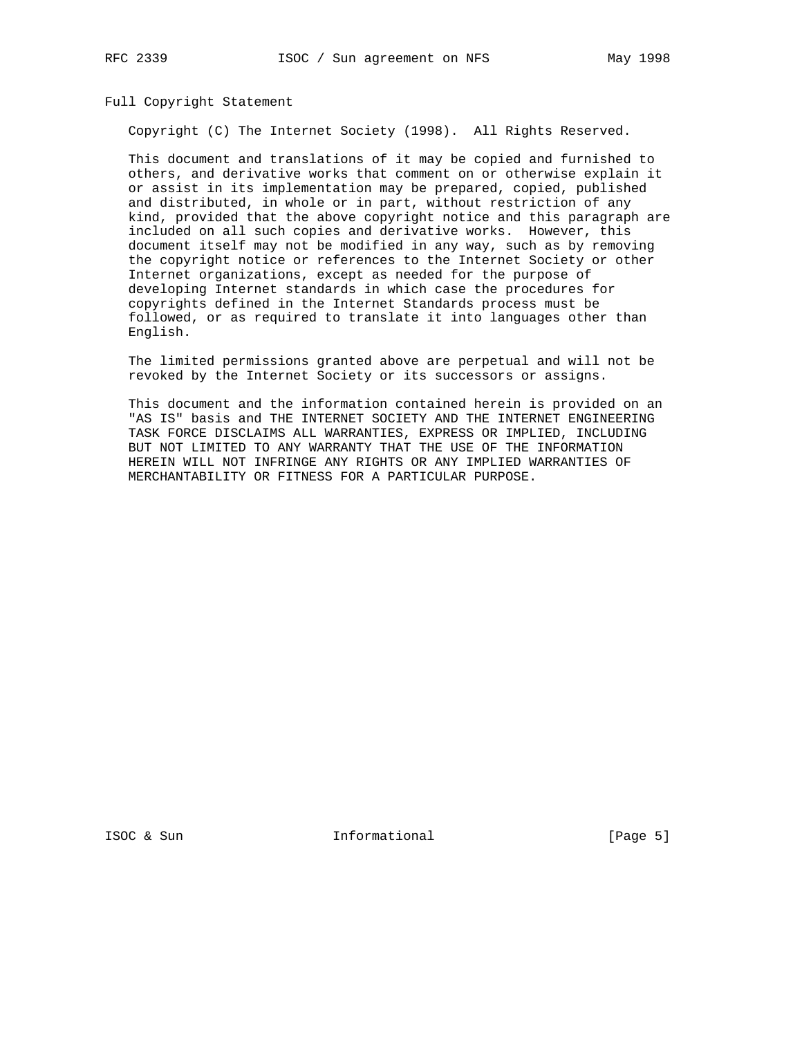## Full Copyright Statement

Copyright (C) The Internet Society (1998). All Rights Reserved.

This document and translations of it may be copied and furnished to others, and derivative works that comment on or otherwise explain it or assist in its implementation may be prepared, copied, published and distributed, in whole or in part, without restriction of any kind, provided that the above copyright notice and this paragraph are included on all such copies and derivative works. However, this document itself may not be modified in any way, such as by removing the copyright notice or references to the Internet Society or other Internet organizations, except as needed for the purpose of developing Internet standards in which case the procedures for copyrights defined in the Internet Standards process must be followed, or as required to translate it into languages other than English.

The limited permissions granted above are perpetual and will not be revoked by the Internet Society or its successors or assigns.

This document and the information contained herein is provided on an "AS IS" basis and THE INTERNET SOCIETY AND THE INTERNET ENGINEERING TASK FORCE DISCLAIMS ALL WARRANTIES, EXPRESS OR IMPLIED, INCLUDING BUT NOT LIMITED TO ANY WARRANTY THAT THE USE OF THE INFORMATION HEREIN WILL NOT INFRINGE ANY RIGHTS OR ANY IMPLIED WARRANTIES OF MERCHANTABILITY OR FITNESS FOR A PARTICULAR PURPOSE.